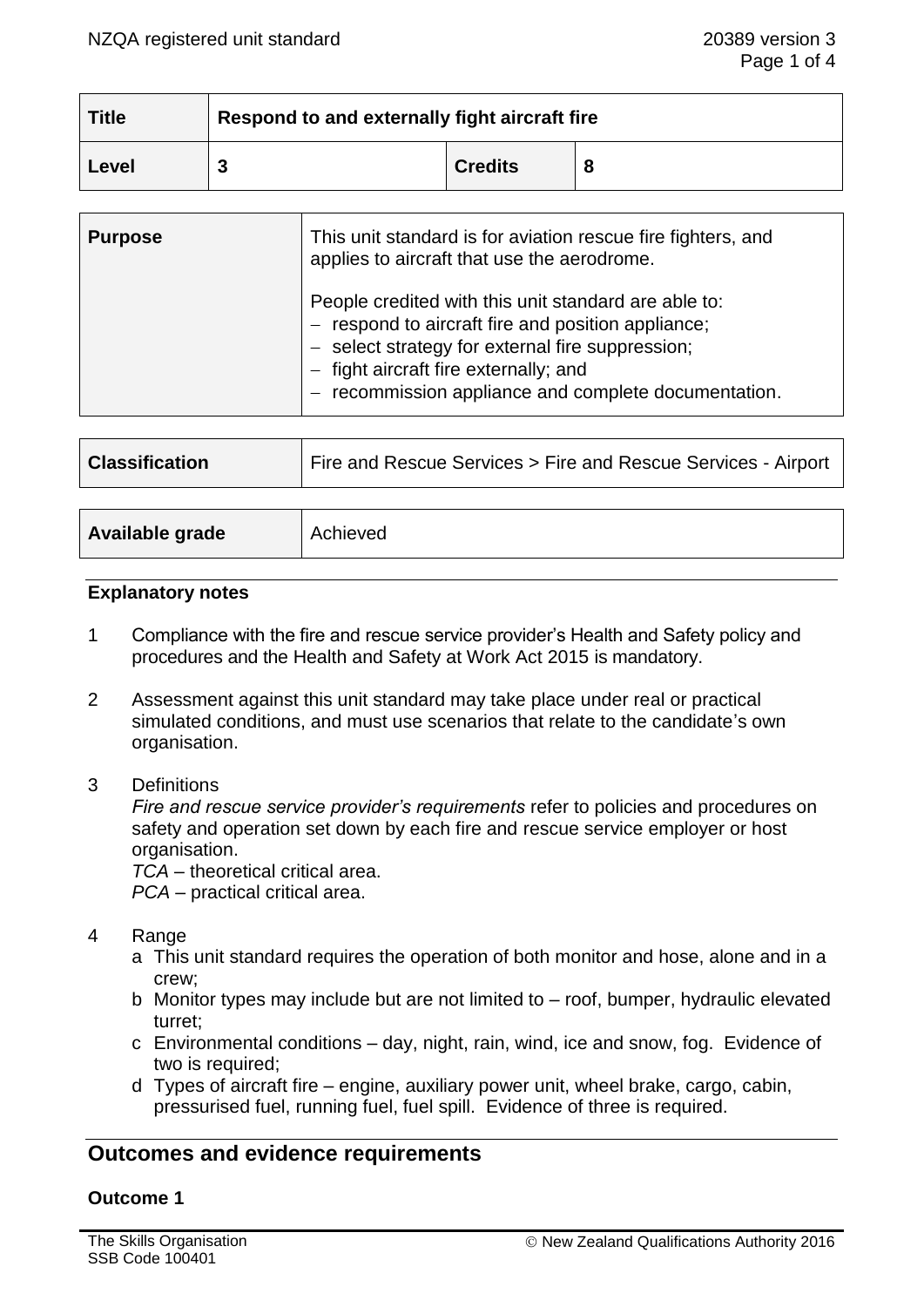| Title | Respond to and externally fight aircraft fire | | |
|---|---|---|---|
| Level | 3 | Credits | 8 |

| Purpose | This unit standard is for aviation rescue fire fighters, and applies to aircraft that use the aerodrome.<br><br>People credited with this unit standard are able to:<br>– respond to aircraft fire and position appliance;<br>– select strategy for external fire suppression;<br>– fight aircraft fire externally; and<br>– recommission appliance and complete documentation. |
|---|---|

| Classification | Fire and Rescue Services > Fire and Rescue Services - Airport |
|---|---|

| Available grade | Achieved |
|---|---|

### Explanatory notes

1 Compliance with the fire and rescue service provider's Health and Safety policy and procedures and the Health and Safety at Work Act 2015 is mandatory.

2 Assessment against this unit standard may take place under real or practical simulated conditions, and must use scenarios that relate to the candidate's own organisation.

3 Definitions
*Fire and rescue service provider's requirements* refer to policies and procedures on safety and operation set down by each fire and rescue service employer or host organisation.
*TCA* – theoretical critical area.
*PCA* – practical critical area.

4 Range
a This unit standard requires the operation of both monitor and hose, alone and in a crew;
b Monitor types may include but are not limited to – roof, bumper, hydraulic elevated turret;
c Environmental conditions – day, night, rain, wind, ice and snow, fog. Evidence of two is required;
d Types of aircraft fire – engine, auxiliary power unit, wheel brake, cargo, cabin, pressurised fuel, running fuel, fuel spill. Evidence of three is required.

## Outcomes and evidence requirements

### Outcome 1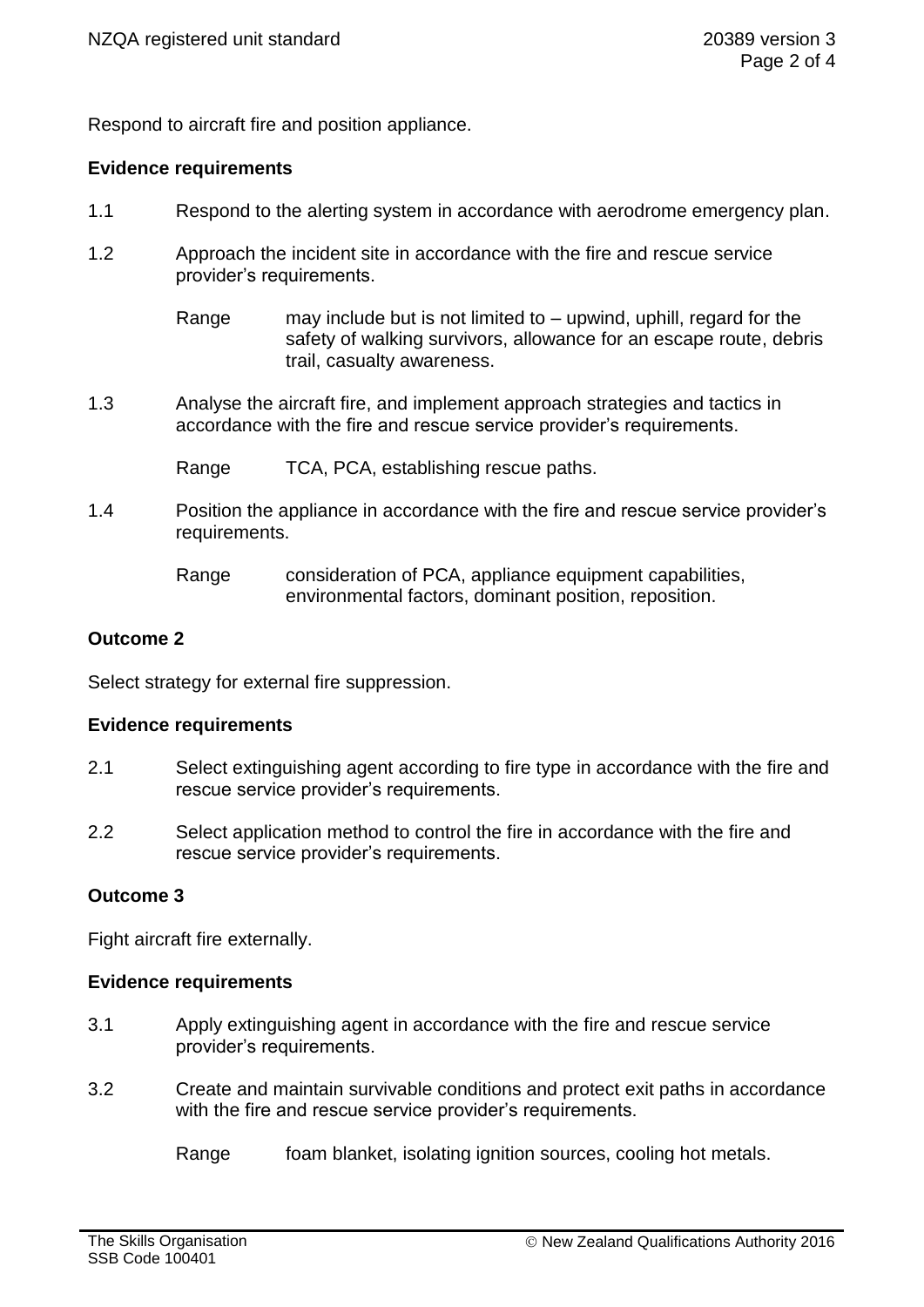Respond to aircraft fire and position appliance.

**Evidence requirements**

1.1 Respond to the alerting system in accordance with aerodrome emergency plan.

1.2 Approach the incident site in accordance with the fire and rescue service provider's requirements.

Range may include but is not limited to – upwind, uphill, regard for the safety of walking survivors, allowance for an escape route, debris trail, casualty awareness.

1.3 Analyse the aircraft fire, and implement approach strategies and tactics in accordance with the fire and rescue service provider's requirements.

Range TCA, PCA, establishing rescue paths.

1.4 Position the appliance in accordance with the fire and rescue service provider's requirements.

Range consideration of PCA, appliance equipment capabilities, environmental factors, dominant position, reposition.

**Outcome 2**

Select strategy for external fire suppression.

**Evidence requirements**

2.1 Select extinguishing agent according to fire type in accordance with the fire and rescue service provider's requirements.

2.2 Select application method to control the fire in accordance with the fire and rescue service provider's requirements.

**Outcome 3**

Fight aircraft fire externally.

**Evidence requirements**

3.1 Apply extinguishing agent in accordance with the fire and rescue service provider's requirements.

3.2 Create and maintain survivable conditions and protect exit paths in accordance with the fire and rescue service provider's requirements.

Range foam blanket, isolating ignition sources, cooling hot metals.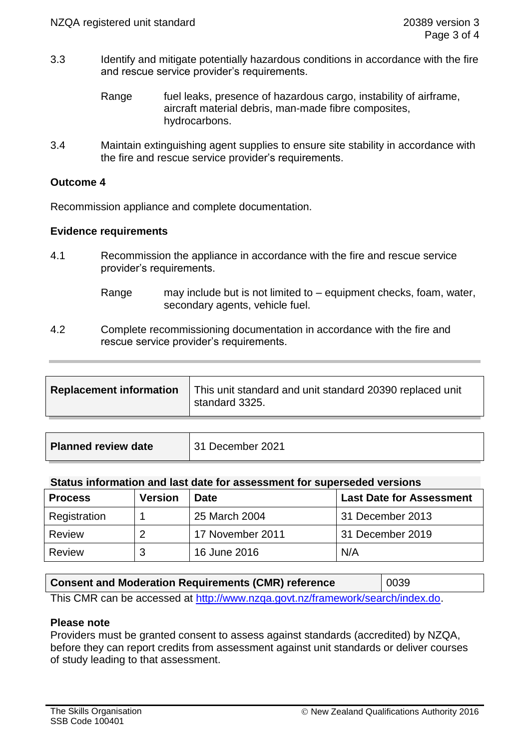3.3 Identify and mitigate potentially hazardous conditions in accordance with the fire and rescue service provider's requirements.

Range fuel leaks, presence of hazardous cargo, instability of airframe, aircraft material debris, man-made fibre composites, hydrocarbons.

3.4 Maintain extinguishing agent supplies to ensure site stability in accordance with the fire and rescue service provider's requirements.

**Outcome 4**

Recommission appliance and complete documentation.

**Evidence requirements**

4.1 Recommission the appliance in accordance with the fire and rescue service provider's requirements.

Range may include but is not limited to – equipment checks, foam, water, secondary agents, vehicle fuel.

4.2 Complete recommissioning documentation in accordance with the fire and rescue service provider's requirements.

| **Replacement information** | This unit standard and unit standard 20390 replaced unit standard 3325. |
|---|---|

| **Planned review date** | 31 December 2021 |
|---|---|

**Status information and last date for assessment for superseded versions**

| Process | Version | Date | Last Date for Assessment |
|---|---|---|---|
| Registration | 1 | 25 March 2004 | 31 December 2013 |
| Review | 2 | 17 November 2011 | 31 December 2019 |
| Review | 3 | 16 June 2016 | N/A |

| **Consent and Moderation Requirements (CMR) reference** | 0039 |
|---|---|

This CMR can be accessed at http://www.nzqa.govt.nz/framework/search/index.do.

**Please note**

Providers must be granted consent to assess against standards (accredited) by NZQA, before they can report credits from assessment against unit standards or deliver courses of study leading to that assessment.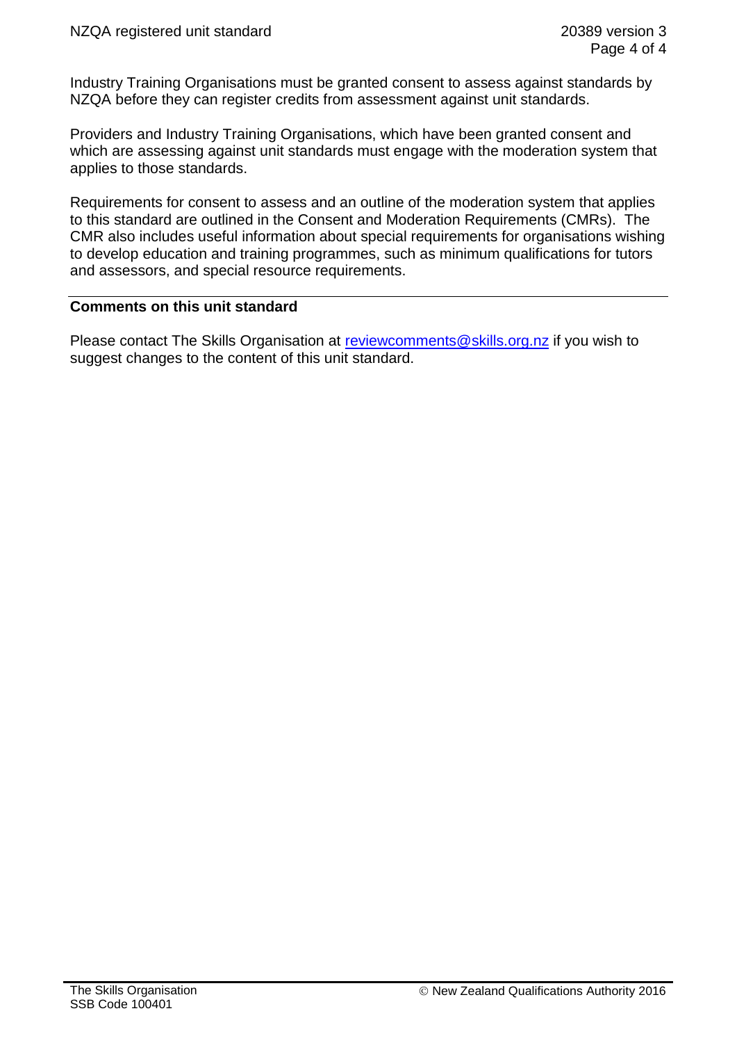Industry Training Organisations must be granted consent to assess against standards by NZQA before they can register credits from assessment against unit standards.

Providers and Industry Training Organisations, which have been granted consent and which are assessing against unit standards must engage with the moderation system that applies to those standards.

Requirements for consent to assess and an outline of the moderation system that applies to this standard are outlined in the Consent and Moderation Requirements (CMRs). The CMR also includes useful information about special requirements for organisations wishing to develop education and training programmes, such as minimum qualifications for tutors and assessors, and special resource requirements.

**Comments on this unit standard**

Please contact The Skills Organisation at reviewcomments@skills.org.nz if you wish to suggest changes to the content of this unit standard.